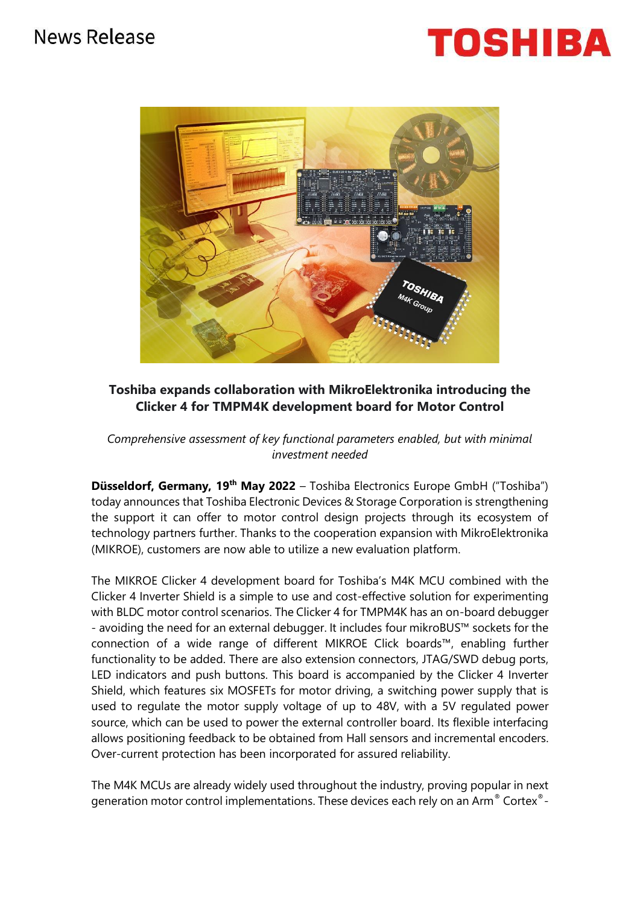News Release

**TOSHIBA**

## Toshiba expands collaboration with MikroElektronika introducing the Clicker 4 for TMPM4K development board for Motor Control

*Comprehensive assessment of key functional parameters enabled, but with minimal investment needed*

**Düsseldorf, Germany, 19th May 2022** – Toshiba Electronics Europe GmbH ("Toshiba") today announces that Toshiba Electronic Devices & Storage Corporation is strengthening the support it can offer to motor control design projects through its ecosystem of technology partners further. Thanks to the cooperation expansion with MikroElektronika (MIKROE), customers are now able to utilize a new evaluation platform.

The MIKROE Clicker 4 development board for Toshiba's M4K MCU combined with the Clicker 4 Inverter Shield is a simple to use and cost-effective solution for experimenting with BLDC motor control scenarios. The Clicker 4 for TMPM4K has an on-board debugger - avoiding the need for an external debugger. It includes four mikroBUS™ sockets for the connection of a wide range of different MIKROE Click boards™, enabling further functionality to be added. There are also extension connectors, JTAG/SWD debug ports, LED indicators and push buttons. This board is accompanied by the Clicker 4 Inverter Shield, which features six MOSFETs for motor driving, a switching power supply that is used to regulate the motor supply voltage of up to 48V, with a 5V regulated power source, which can be used to power the external controller board. Its flexible interfacing allows positioning feedback to be obtained from Hall sensors and incremental encoders. Over-current protection has been incorporated for assured reliability.

The M4K MCUs are already widely used throughout the industry, proving popular in next generation motor control implementations. These devices each rely on an Arm® Cortex®-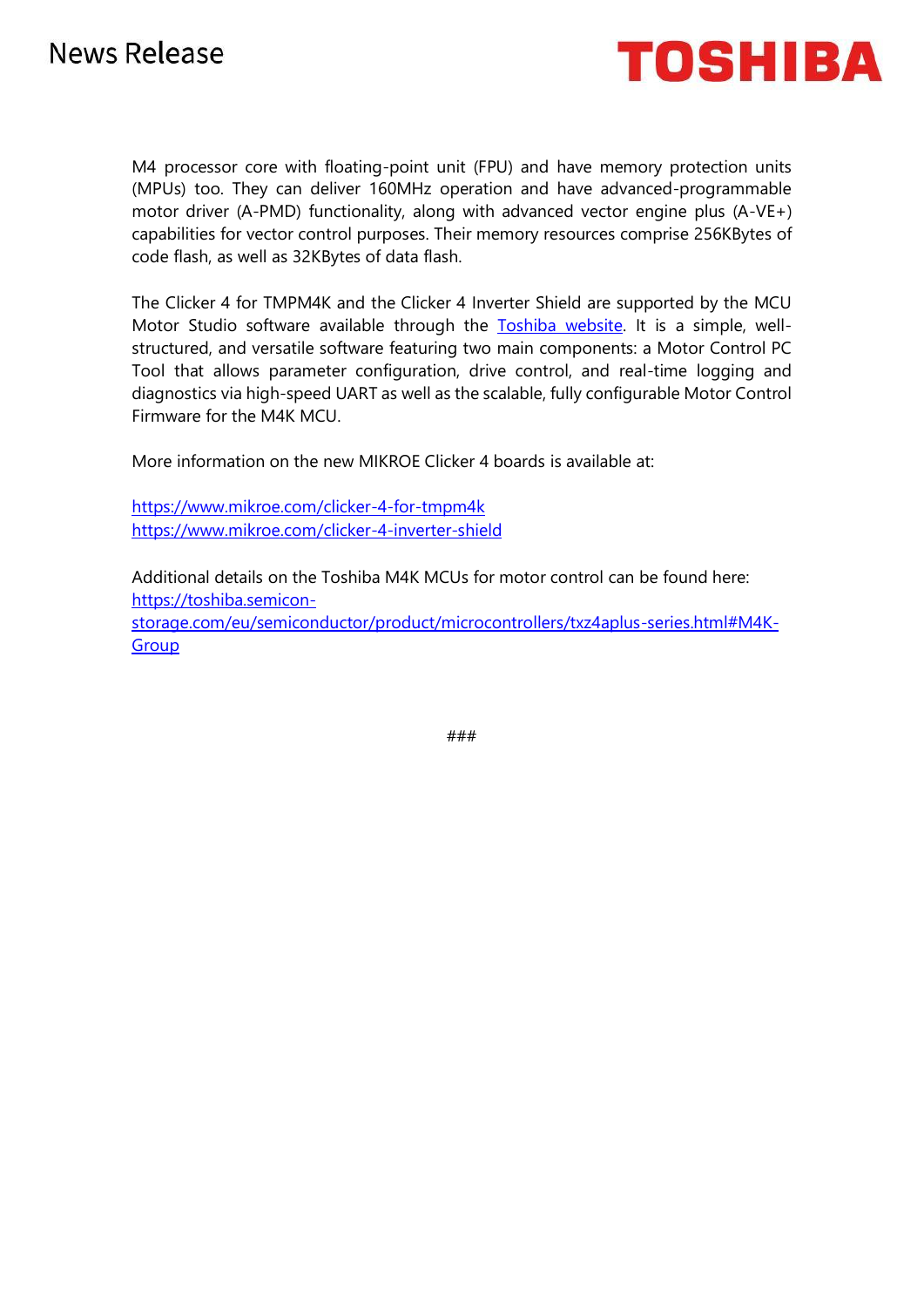M4 processor core with floating-point unit (FPU) and have memory protection units (MPUs) too. They can deliver 160MHz operation and have advanced-programmable motor driver (A-PMD) functionality, along with advanced vector engine plus (A-VE+) capabilities for vector control purposes. Their memory resources comprise 256KBytes of code flash, as well as 32KBytes of data flash.

The Clicker 4 for TMPM4K and the Clicker 4 Inverter Shield are supported by the MCU Motor Studio software available through the [Toshiba website](). It is a simple, well-structured, and versatile software featuring two main components: a Motor Control PC Tool that allows parameter configuration, drive control, and real-time logging and diagnostics via high-speed UART as well as the scalable, fully configurable Motor Control Firmware for the M4K MCU.

More information on the new MIKROE Clicker 4 boards is available at:

https://www.mikroe.com/clicker-4-for-tmpm4k
https://www.mikroe.com/clicker-4-inverter-shield

Additional details on the Toshiba M4K MCUs for motor control can be found here:
https://toshiba.semicon-storage.com/eu/semiconductor/product/microcontrollers/txz4aplus-series.html#M4K-Group

###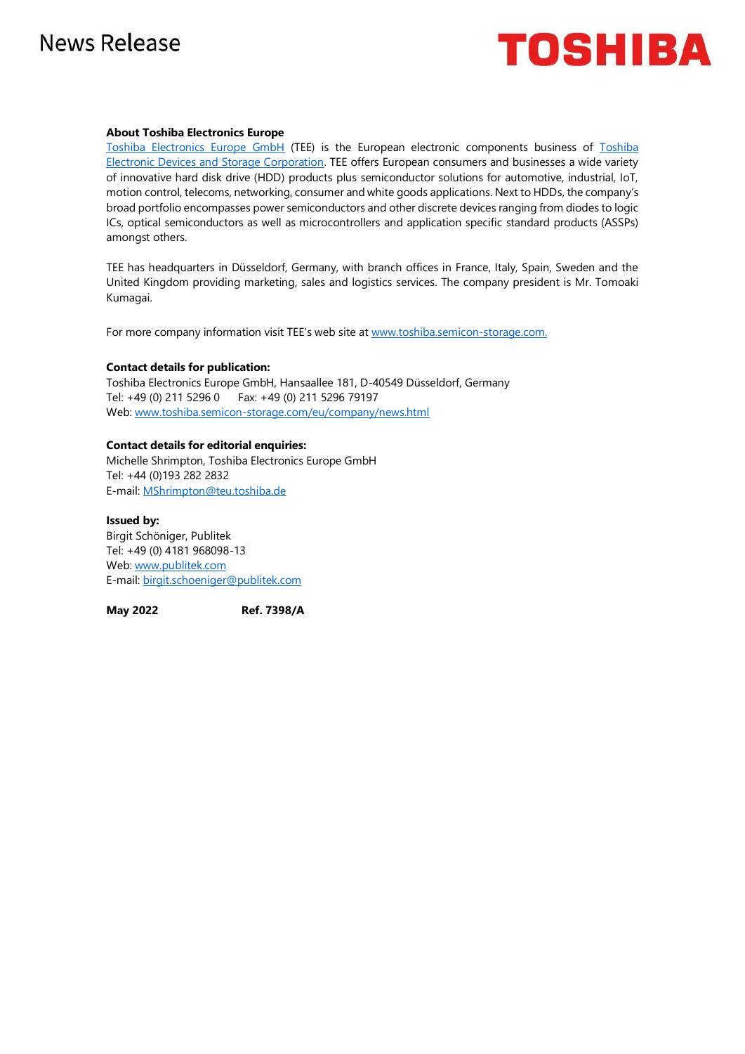**About Toshiba Electronics Europe**

[Toshiba Electronics Europe GmbH](https://www.toshiba.semicon-storage.com) (TEE) is the European electronic components business of [Toshiba Electronic Devices and Storage Corporation](https://toshiba.semicon-storage.com). TEE offers European consumers and businesses a wide variety of innovative hard disk drive (HDD) products plus semiconductor solutions for automotive, industrial, IoT, motion control, telecoms, networking, consumer and white goods applications. Next to HDDs, the company's broad portfolio encompasses power semiconductors and other discrete devices ranging from diodes to logic ICs, optical semiconductors as well as microcontrollers and application specific standard products (ASSPs) amongst others.

TEE has headquarters in Düsseldorf, Germany, with branch offices in France, Italy, Spain, Sweden and the United Kingdom providing marketing, sales and logistics services. The company president is Mr. Tomoaki Kumagai.

For more company information visit TEE's web site at www.toshiba.semicon-storage.com.

**Contact details for publication:**
Toshiba Electronics Europe GmbH, Hansaallee 181, D-40549 Düsseldorf, Germany
Tel: +49 (0) 211 5296 0 Fax: +49 (0) 211 5296 79197
Web: www.toshiba.semicon-storage.com/eu/company/news.html

**Contact details for editorial enquiries:**
Michelle Shrimpton, Toshiba Electronics Europe GmbH
Tel: +44 (0)193 282 2832
E-mail: MShrimpton@teu.toshiba.de

**Issued by:**
Birgit Schöniger, Publitek
Tel: +49 (0) 4181 968098-13
Web: www.publitek.com
E-mail: birgit.schoeniger@publitek.com

**May 2022** **Ref. 7398/A**